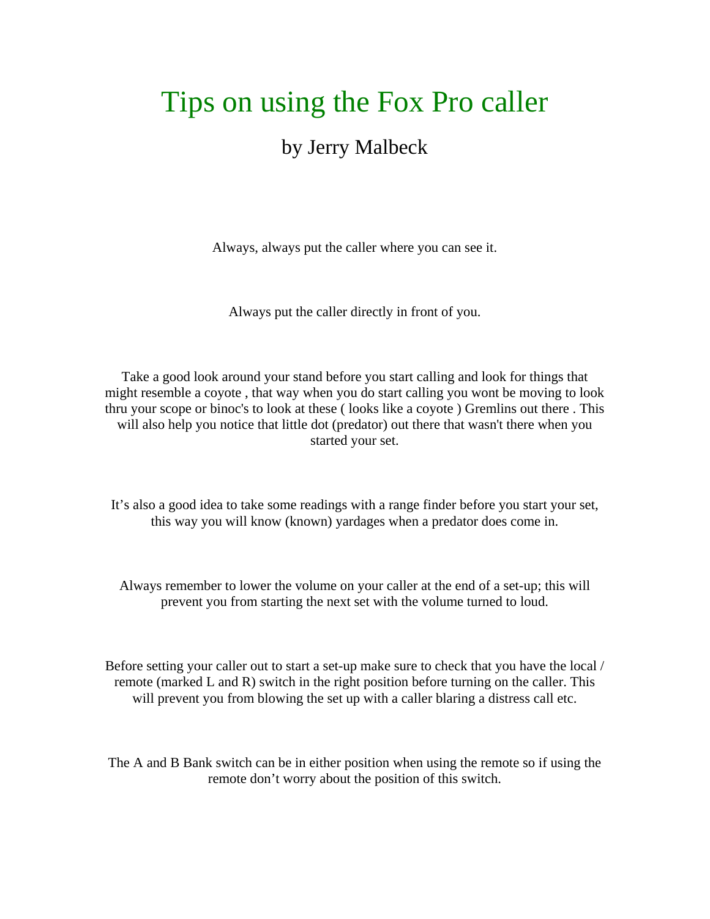# Tips on using the Fox Pro caller

## by Jerry Malbeck

Always, always put the caller where you can see it.

Always put the caller directly in front of you.

Take a good look around your stand before you start calling and look for things that might resemble a coyote , that way when you do start calling you wont be moving to look thru your scope or binoc's to look at these ( looks like a coyote ) Gremlins out there . This will also help you notice that little dot (predator) out there that wasn't there when you started your set.

It’s also a good idea to take some readings with a range finder before you start your set, this way you will know (known) yardages when a predator does come in.

Always remember to lower the volume on your caller at the end of a set-up; this will prevent you from starting the next set with the volume turned to loud.

Before setting your caller out to start a set-up make sure to check that you have the local / remote (marked L and R) switch in the right position before turning on the caller. This will prevent you from blowing the set up with a caller blaring a distress call etc.

The A and B Bank switch can be in either position when using the remote so if using the remote don’t worry about the position of this switch.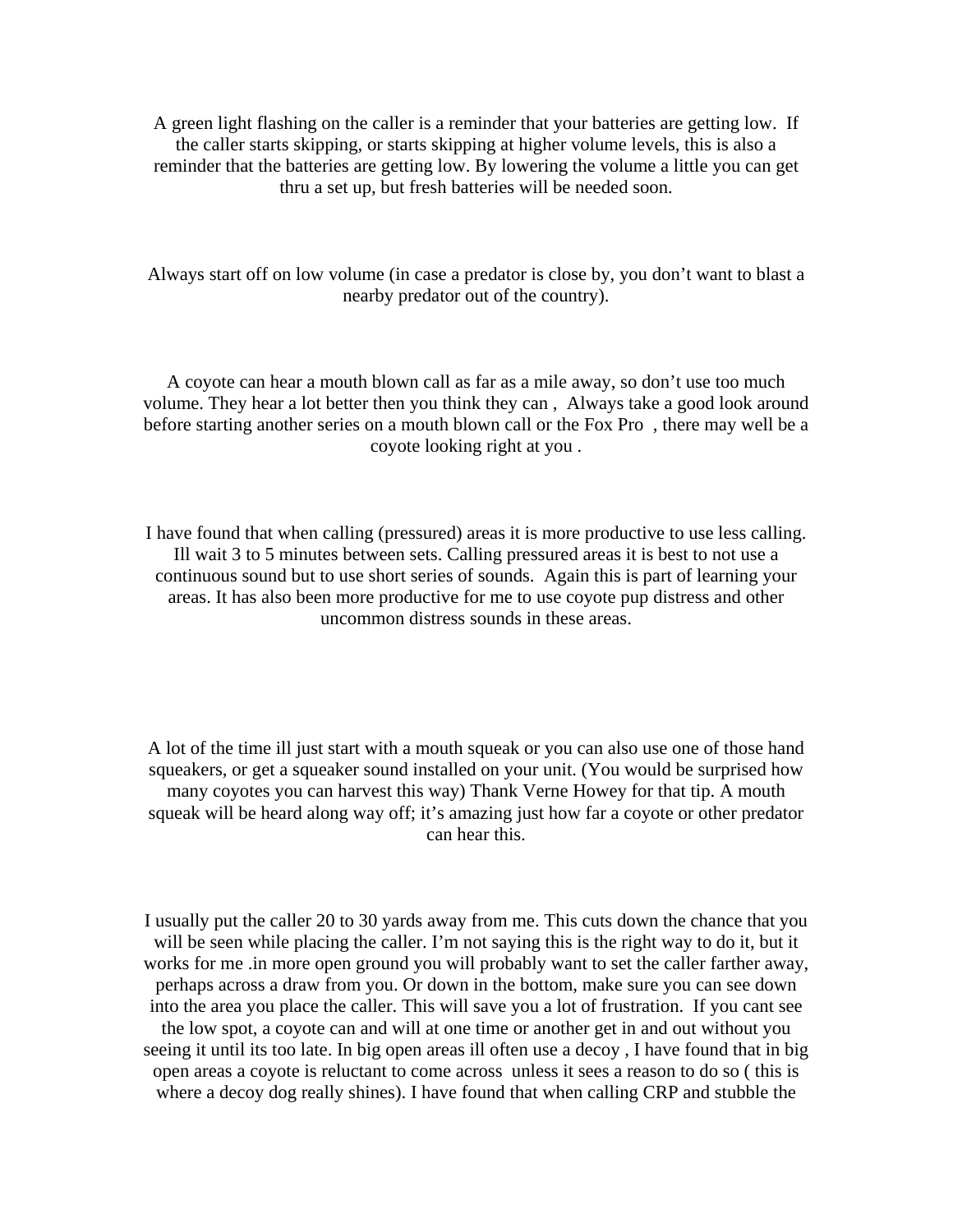A green light flashing on the caller is a reminder that your batteries are getting low. If the caller starts skipping, or starts skipping at higher volume levels, this is also a reminder that the batteries are getting low. By lowering the volume a little you can get thru a set up, but fresh batteries will be needed soon.

Always start off on low volume (in case a predator is close by, you don't want to blast a nearby predator out of the country).

A coyote can hear a mouth blown call as far as a mile away, so don't use too much volume. They hear a lot better then you think they can , Always take a good look around before starting another series on a mouth blown call or the Fox Pro , there may well be a coyote looking right at you .

I have found that when calling (pressured) areas it is more productive to use less calling. Ill wait 3 to 5 minutes between sets. Calling pressured areas it is best to not use a continuous sound but to use short series of sounds. Again this is part of learning your areas. It has also been more productive for me to use coyote pup distress and other uncommon distress sounds in these areas.

A lot of the time ill just start with a mouth squeak or you can also use one of those hand squeakers, or get a squeaker sound installed on your unit. (You would be surprised how many coyotes you can harvest this way) Thank Verne Howey for that tip. A mouth squeak will be heard along way off; it's amazing just how far a coyote or other predator can hear this.

I usually put the caller 20 to 30 yards away from me. This cuts down the chance that you will be seen while placing the caller. I'm not saying this is the right way to do it, but it works for me .in more open ground you will probably want to set the caller farther away, perhaps across a draw from you. Or down in the bottom, make sure you can see down into the area you place the caller. This will save you a lot of frustration. If you cant see the low spot, a coyote can and will at one time or another get in and out without you seeing it until its too late. In big open areas ill often use a decoy , I have found that in big open areas a coyote is reluctant to come across unless it sees a reason to do so ( this is where a decoy dog really shines). I have found that when calling CRP and stubble the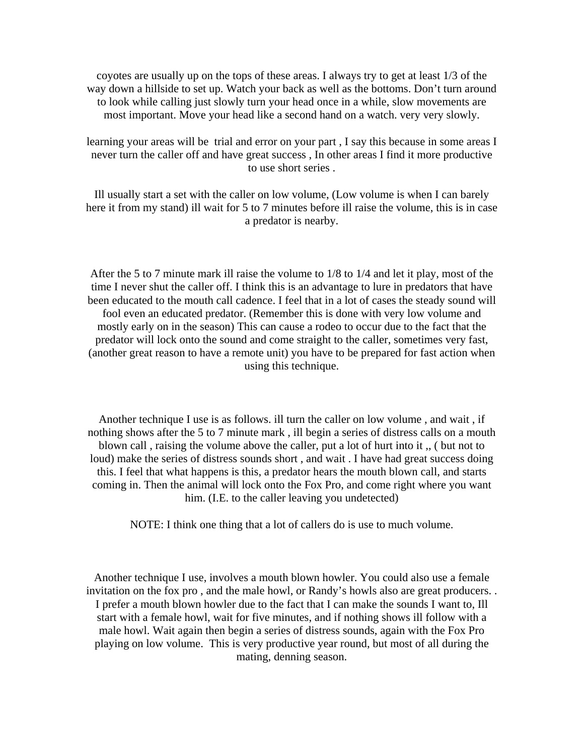coyotes are usually up on the tops of these areas. I always try to get at least 1/3 of the way down a hillside to set up. Watch your back as well as the bottoms. Don't turn around to look while calling just slowly turn your head once in a while, slow movements are most important. Move your head like a second hand on a watch. very very slowly.

learning your areas will be  trial and error on your part , I say this because in some areas I never turn the caller off and have great success , In other areas I find it more productive to use short series .

Ill usually start a set with the caller on low volume, (Low volume is when I can barely here it from my stand) ill wait for 5 to 7 minutes before ill raise the volume, this is in case a predator is nearby.

After the 5 to 7 minute mark ill raise the volume to 1/8 to 1/4 and let it play, most of the time I never shut the caller off. I think this is an advantage to lure in predators that have been educated to the mouth call cadence. I feel that in a lot of cases the steady sound will fool even an educated predator. (Remember this is done with very low volume and mostly early on in the season) This can cause a rodeo to occur due to the fact that the predator will lock onto the sound and come straight to the caller, sometimes very fast, (another great reason to have a remote unit) you have to be prepared for fast action when using this technique.

Another technique I use is as follows. ill turn the caller on low volume , and wait , if nothing shows after the 5 to 7 minute mark , ill begin a series of distress calls on a mouth blown call , raising the volume above the caller, put a lot of hurt into it ,, ( but not to loud) make the series of distress sounds short , and wait . I have had great success doing this. I feel that what happens is this, a predator hears the mouth blown call, and starts coming in. Then the animal will lock onto the Fox Pro, and come right where you want him. (I.E. to the caller leaving you undetected)

NOTE: I think one thing that a lot of callers do is use to much volume.

Another technique I use, involves a mouth blown howler. You could also use a female invitation on the fox pro , and the male howl, or Randy's howls also are great producers. . I prefer a mouth blown howler due to the fact that I can make the sounds I want to, Ill start with a female howl, wait for five minutes, and if nothing shows ill follow with a male howl. Wait again then begin a series of distress sounds, again with the Fox Pro playing on low volume.  This is very productive year round, but most of all during the mating, denning season.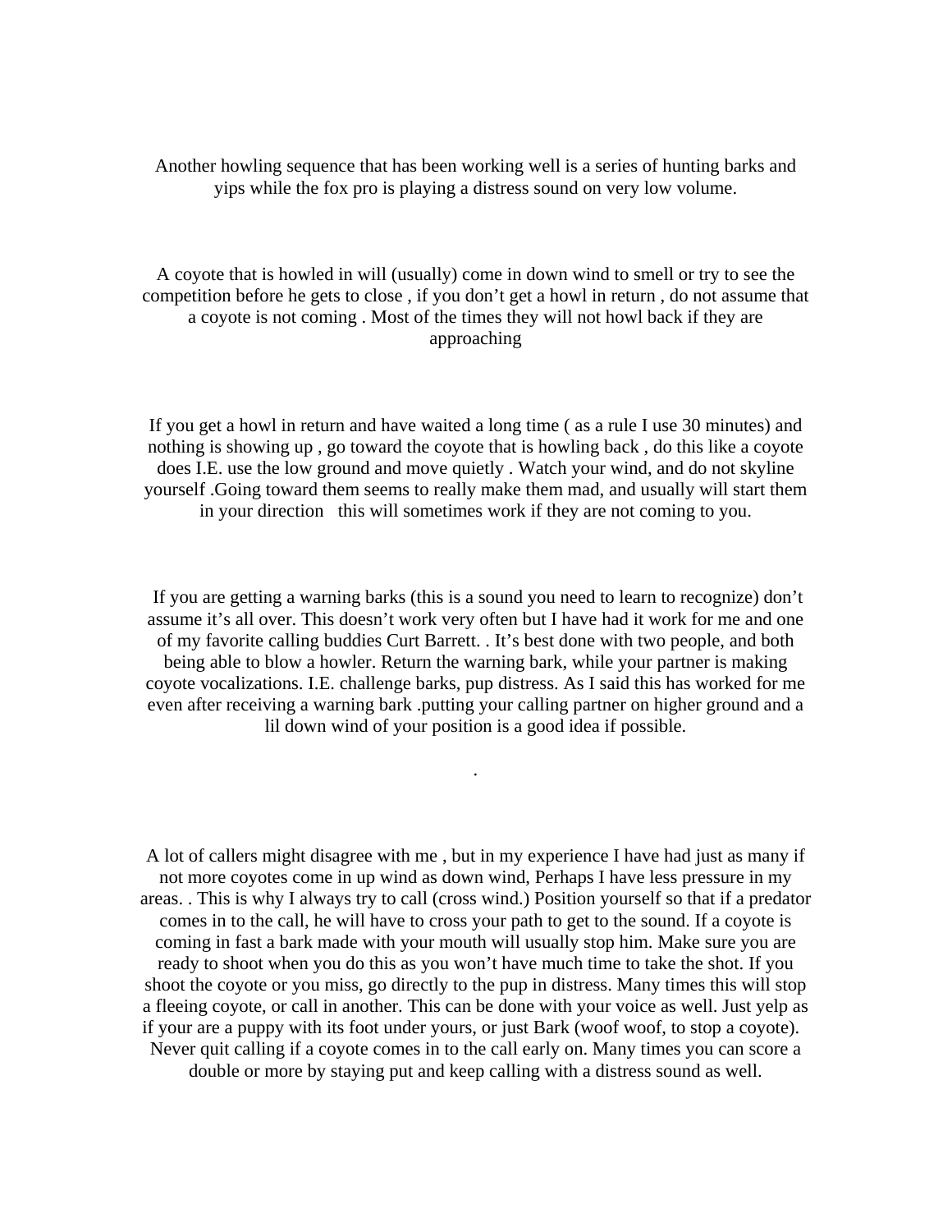Another howling sequence that has been working well is a series of hunting barks and yips while the fox pro is playing a distress sound on very low volume.

A coyote that is howled in will (usually) come in down wind to smell or try to see the competition before he gets to close , if you don't get a howl in return , do not assume that a coyote is not coming . Most of the times they will not howl back if they are approaching

If you get a howl in return and have waited a long time ( as a rule I use 30 minutes) and nothing is showing up , go toward the coyote that is howling back , do this like a coyote does I.E. use the low ground and move quietly . Watch your wind, and do not skyline yourself .Going toward them seems to really make them mad, and usually will start them in your direction   this will sometimes work if they are not coming to you.

If you are getting a warning barks (this is a sound you need to learn to recognize) don't assume it's all over. This doesn't work very often but I have had it work for me and one of my favorite calling buddies Curt Barrett. . It's best done with two people, and both being able to blow a howler. Return the warning bark, while your partner is making coyote vocalizations. I.E. challenge barks, pup distress. As I said this has worked for me even after receiving a warning bark .putting your calling partner on higher ground and a lil down wind of your position is a good idea if possible.

.

A lot of callers might disagree with me , but in my experience I have had just as many if not more coyotes come in up wind as down wind, Perhaps I have less pressure in my areas. . This is why I always try to call (cross wind.) Position yourself so that if a predator comes in to the call, he will have to cross your path to get to the sound. If a coyote is coming in fast a bark made with your mouth will usually stop him. Make sure you are ready to shoot when you do this as you won't have much time to take the shot. If you shoot the coyote or you miss, go directly to the pup in distress. Many times this will stop a fleeing coyote, or call in another. This can be done with your voice as well. Just yelp as if your are a puppy with its foot under yours, or just Bark (woof woof, to stop a coyote). Never quit calling if a coyote comes in to the call early on. Many times you can score a double or more by staying put and keep calling with a distress sound as well.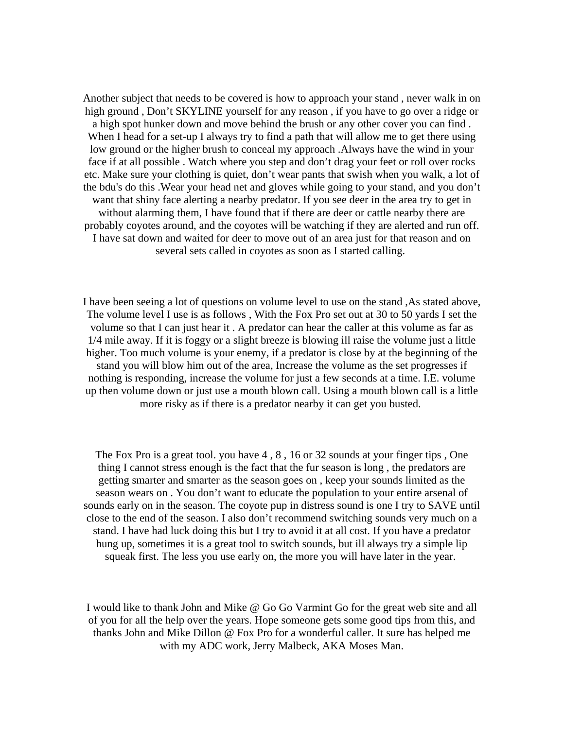Another subject that needs to be covered is how to approach your stand , never walk in on high ground , Don't SKYLINE yourself for any reason , if you have to go over a ridge or a high spot hunker down and move behind the brush or any other cover you can find . When I head for a set-up I always try to find a path that will allow me to get there using low ground or the higher brush to conceal my approach .Always have the wind in your face if at all possible . Watch where you step and don't drag your feet or roll over rocks etc. Make sure your clothing is quiet, don't wear pants that swish when you walk, a lot of the bdu's do this .Wear your head net and gloves while going to your stand, and you don't want that shiny face alerting a nearby predator. If you see deer in the area try to get in without alarming them, I have found that if there are deer or cattle nearby there are probably coyotes around, and the coyotes will be watching if they are alerted and run off. I have sat down and waited for deer to move out of an area just for that reason and on several sets called in coyotes as soon as I started calling.

I have been seeing a lot of questions on volume level to use on the stand ,As stated above, The volume level I use is as follows , With the Fox Pro set out at 30 to 50 yards I set the volume so that I can just hear it . A predator can hear the caller at this volume as far as 1/4 mile away. If it is foggy or a slight breeze is blowing ill raise the volume just a little higher. Too much volume is your enemy, if a predator is close by at the beginning of the stand you will blow him out of the area, Increase the volume as the set progresses if nothing is responding, increase the volume for just a few seconds at a time. I.E. volume up then volume down or just use a mouth blown call. Using a mouth blown call is a little more risky as if there is a predator nearby it can get you busted.

The Fox Pro is a great tool. you have 4 , 8 , 16 or 32 sounds at your finger tips , One thing I cannot stress enough is the fact that the fur season is long , the predators are getting smarter and smarter as the season goes on , keep your sounds limited as the season wears on . You don't want to educate the population to your entire arsenal of sounds early on in the season. The coyote pup in distress sound is one I try to SAVE until close to the end of the season. I also don't recommend switching sounds very much on a stand. I have had luck doing this but I try to avoid it at all cost. If you have a predator hung up, sometimes it is a great tool to switch sounds, but ill always try a simple lip squeak first. The less you use early on, the more you will have later in the year.

I would like to thank John and Mike @ Go Go Varmint Go for the great web site and all of you for all the help over the years. Hope someone gets some good tips from this, and thanks John and Mike Dillon @ Fox Pro for a wonderful caller. It sure has helped me with my ADC work, Jerry Malbeck, AKA Moses Man.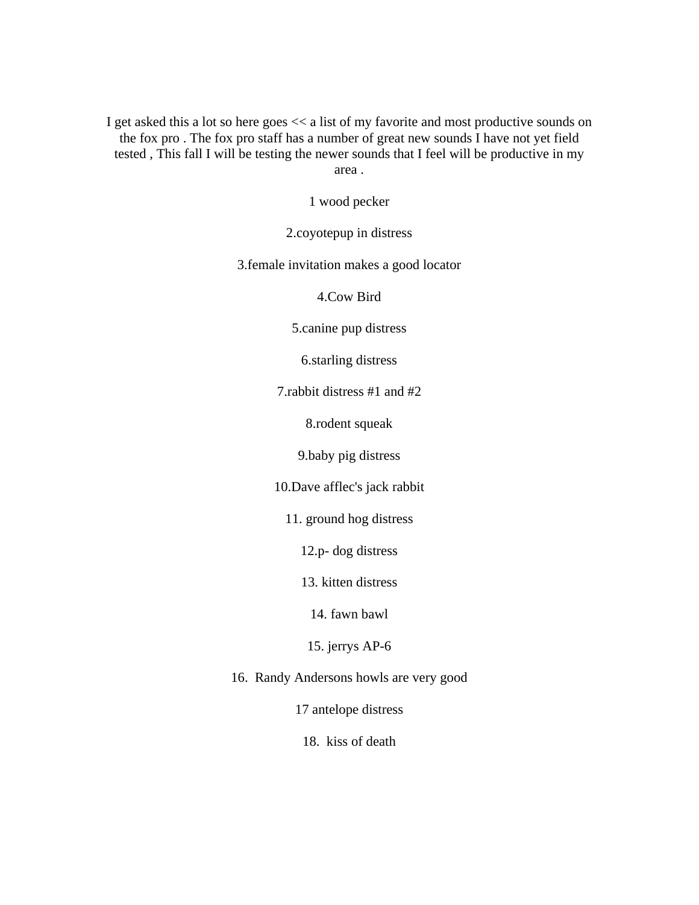I get asked this a lot so here goes << a list of my favorite and most productive sounds on the fox pro . The fox pro staff has a number of great new sounds I have not yet field tested , This fall I will be testing the newer sounds that I feel will be productive in my area .

1 wood pecker

2.coyotepup in distress

3.female invitation makes a good locator

4.Cow Bird

5.canine pup distress

6.starling distress

7.rabbit distress #1 and #2

8.rodent squeak

9.baby pig distress

10.Dave afflec's jack rabbit

11. ground hog distress

12.p- dog distress

13. kitten distress

14. fawn bawl

15. jerrys AP-6

16. Randy Andersons howls are very good

17 antelope distress

18. kiss of death